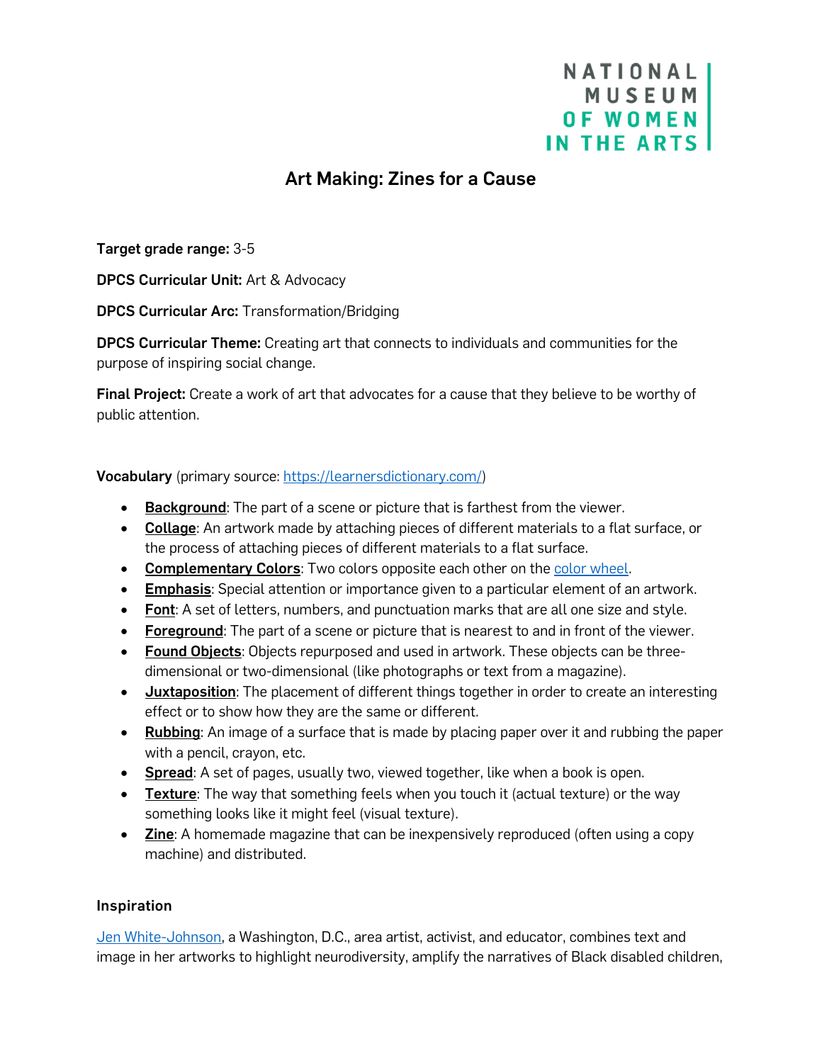NATIONAL MUSEUM OF WOMEN IN THE ARTS

# Art Making: Zines for a Cause

**Target grade range:** 3-5

**DPCS Curricular Unit:** Art & Advocacy

**DPCS Curricular Arc:** Transformation/Bridging

**DPCS Curricular Theme:** Creating art that connects to individuals and communities for the purpose of inspiring social change.

**Final Project:** Create a work of art that advocates for a cause that they believe to be worthy of public attention.

**Vocabulary** (primary source: [https://learnersdictionary.com/](https://learnersdictionary.com/))

- **Background**: The part of a scene or picture that is farthest from the viewer.
- **Collage**: An artwork made by attaching pieces of different materials to a flat surface, or the process of attaching pieces of different materials to a flat surface.
- **Complementary Colors**: Two colors opposite each other on the color wheel.
- **Emphasis**: Special attention or importance given to a particular element of an artwork.
- **Font**: A set of letters, numbers, and punctuation marks that are all one size and style.
- **Foreground**: The part of a scene or picture that is nearest to and in front of the viewer.
- **Found Objects**: Objects repurposed and used in artwork. These objects can be three-dimensional or two-dimensional (like photographs or text from a magazine).
- **Juxtaposition**: The placement of different things together in order to create an interesting effect or to show how they are the same or different.
- **Rubbing**: An image of a surface that is made by placing paper over it and rubbing the paper with a pencil, crayon, etc.
- **Spread**: A set of pages, usually two, viewed together, like when a book is open.
- **Texture**: The way that something feels when you touch it (actual texture) or the way something looks like it might feel (visual texture).
- **Zine**: A homemade magazine that can be inexpensively reproduced (often using a copy machine) and distributed.

### Inspiration

Jen White-Johnson, a Washington, D.C., area artist, activist, and educator, combines text and image in her artworks to highlight neurodiversity, amplify the narratives of Black disabled children,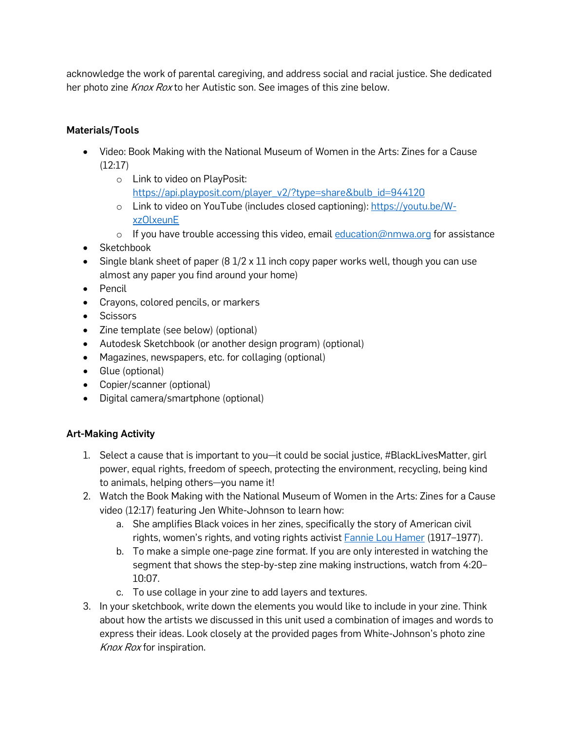acknowledge the work of parental caregiving, and address social and racial justice. She dedicated her photo zine *Knox Rox* to her Autistic son. See images of this zine below.

**Materials/Tools**

- Video: Book Making with the National Museum of Women in the Arts: Zines for a Cause (12:17)
  - Link to video on PlayPosit: [https://api.playposit.com/player_v2/?type=share&bulb_id=944120](https://api.playposit.com/player_v2/?type=share&bulb_id=944120)
  - Link to video on YouTube (includes closed captioning): [https://youtu.be/W-xzOlxeunE](https://youtu.be/W-xzOlxeunE)
  - If you have trouble accessing this video, email [education@nmwa.org](mailto:education@nmwa.org) for assistance
- Sketchbook
- Single blank sheet of paper (8 1/2 x 11 inch copy paper works well, though you can use almost any paper you find around your home)
- Pencil
- Crayons, colored pencils, or markers
- Scissors
- Zine template (see below) (optional)
- Autodesk Sketchbook (or another design program) (optional)
- Magazines, newspapers, etc. for collaging (optional)
- Glue (optional)
- Copier/scanner (optional)
- Digital camera/smartphone (optional)

**Art-Making Activity**

1. Select a cause that is important to you—it could be social justice, #BlackLivesMatter, girl power, equal rights, freedom of speech, protecting the environment, recycling, being kind to animals, helping others—you name it!
2. Watch the Book Making with the National Museum of Women in the Arts: Zines for a Cause video (12:17) featuring Jen White-Johnson to learn how:
   a. She amplifies Black voices in her zines, specifically the story of American civil rights, women's rights, and voting rights activist [Fannie Lou Hamer](#) (1917–1977).
   b. To make a simple one-page zine format. If you are only interested in watching the segment that shows the step-by-step zine making instructions, watch from 4:20–10:07.
   c. To use collage in your zine to add layers and textures.
3. In your sketchbook, write down the elements you would like to include in your zine. Think about how the artists we discussed in this unit used a combination of images and words to express their ideas. Look closely at the provided pages from White-Johnson's photo zine *Knox Rox* for inspiration.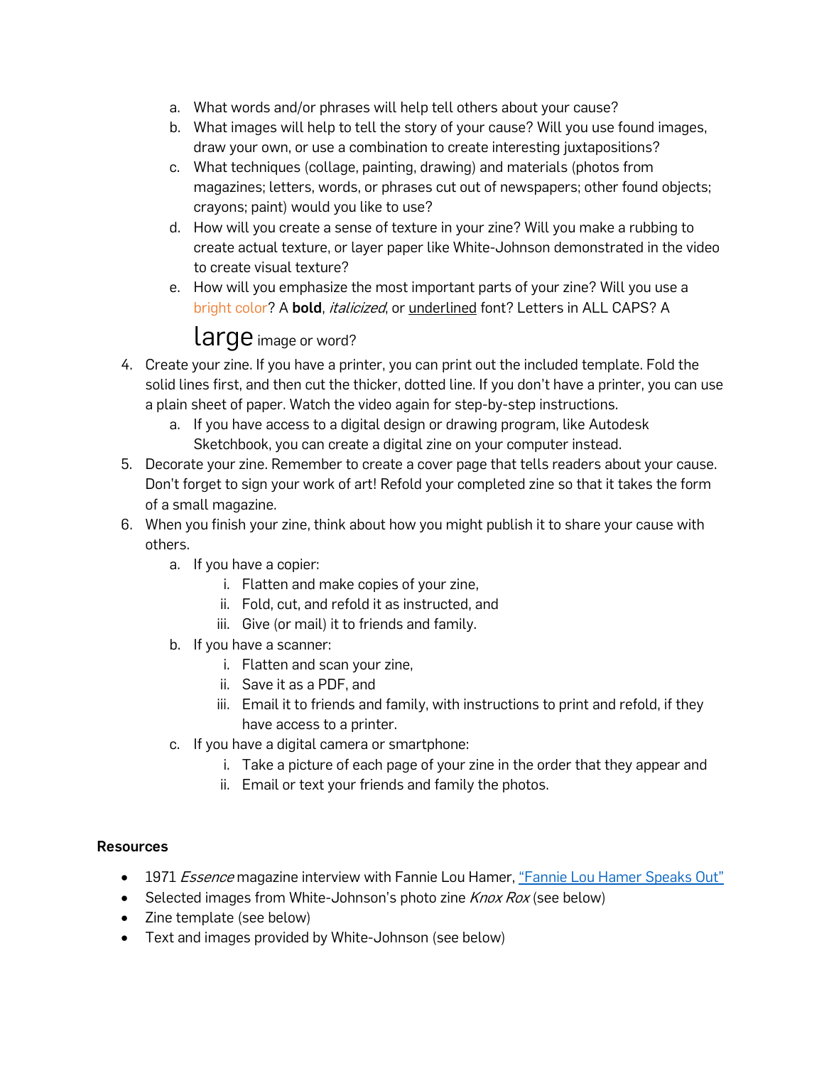a. What words and/or phrases will help tell others about your cause?
   b. What images will help to tell the story of your cause? Will you use found images, draw your own, or use a combination to create interesting juxtapositions?
   c. What techniques (collage, painting, drawing) and materials (photos from magazines; letters, words, or phrases cut out of newspapers; other found objects; crayons; paint) would you like to use?
   d. How will you create a sense of texture in your zine? Will you make a rubbing to create actual texture, or layer paper like White-Johnson demonstrated in the video to create visual texture?
   e. How will you emphasize the most important parts of your zine? Will you use a bright color? A **bold**, *italicized*, or <u>underlined</u> font? Letters in ALL CAPS? A large image or word?

4. Create your zine. If you have a printer, you can print out the included template. Fold the solid lines first, and then cut the thicker, dotted line. If you don't have a printer, you can use a plain sheet of paper. Watch the video again for step-by-step instructions.
   a. If you have access to a digital design or drawing program, like Autodesk Sketchbook, you can create a digital zine on your computer instead.
5. Decorate your zine. Remember to create a cover page that tells readers about your cause. Don't forget to sign your work of art! Refold your completed zine so that it takes the form of a small magazine.
6. When you finish your zine, think about how you might publish it to share your cause with others.
   a. If you have a copier:
      i. Flatten and make copies of your zine,
      ii. Fold, cut, and refold it as instructed, and
      iii. Give (or mail) it to friends and family.
   b. If you have a scanner:
      i. Flatten and scan your zine,
      ii. Save it as a PDF, and
      iii. Email it to friends and family, with instructions to print and refold, if they have access to a printer.
   c. If you have a digital camera or smartphone:
      i. Take a picture of each page of your zine in the order that they appear and
      ii. Email or text your friends and family the photos.

**Resources**

- 1971 *Essence* magazine interview with Fannie Lou Hamer, "Fannie Lou Hamer Speaks Out"
- Selected images from White-Johnson's photo zine *Knox Rox* (see below)
- Zine template (see below)
- Text and images provided by White-Johnson (see below)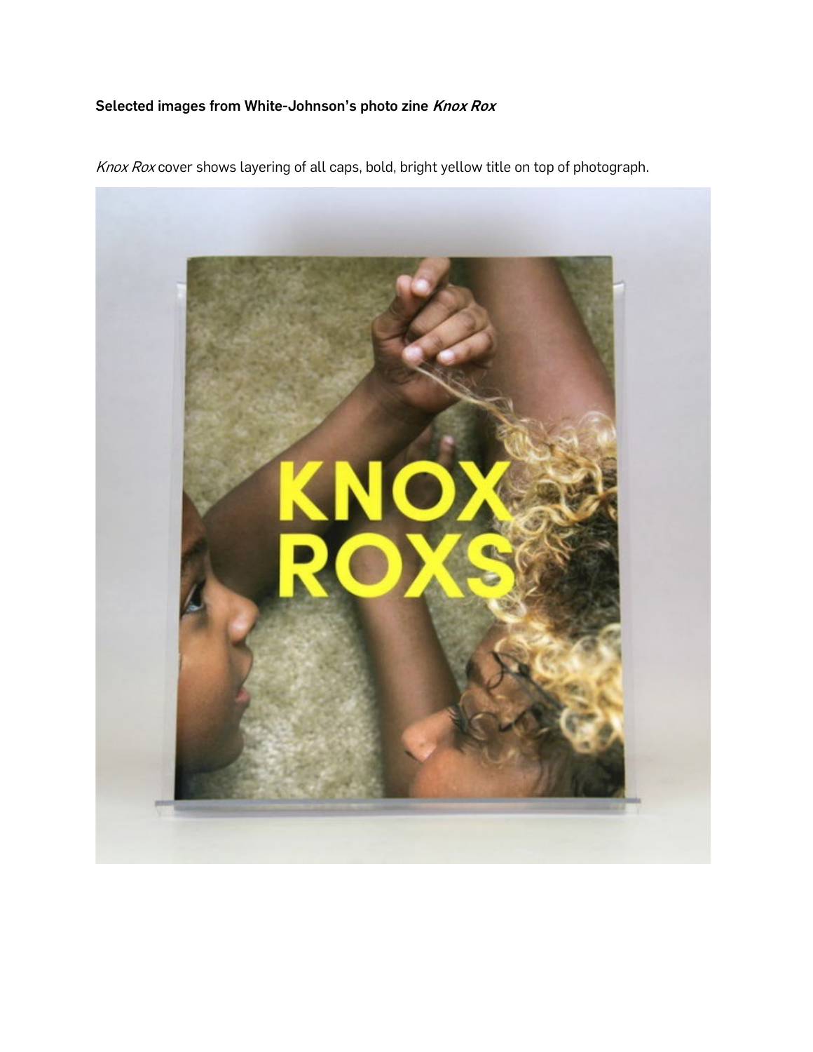**Selected images from White-Johnson's photo zine *Knox Rox***

*Knox Rox* cover shows layering of all caps, bold, bright yellow title on top of photograph.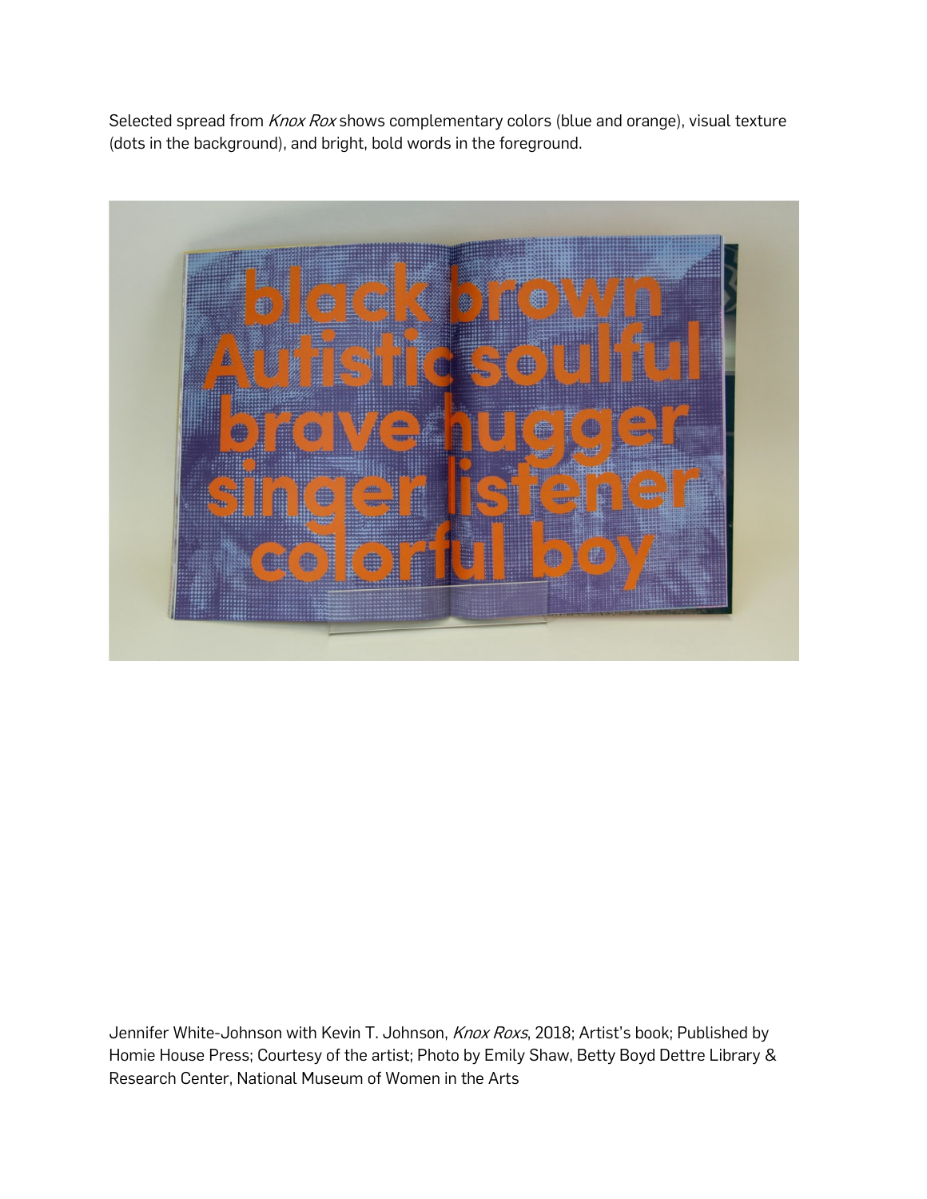Selected spread from *Knox Rox* shows complementary colors (blue and orange), visual texture (dots in the background), and bright, bold words in the foreground.

Jennifer White-Johnson with Kevin T. Johnson, *Knox Roxs*, 2018; Artist's book; Published by Homie House Press; Courtesy of the artist; Photo by Emily Shaw, Betty Boyd Dettre Library & Research Center, National Museum of Women in the Arts